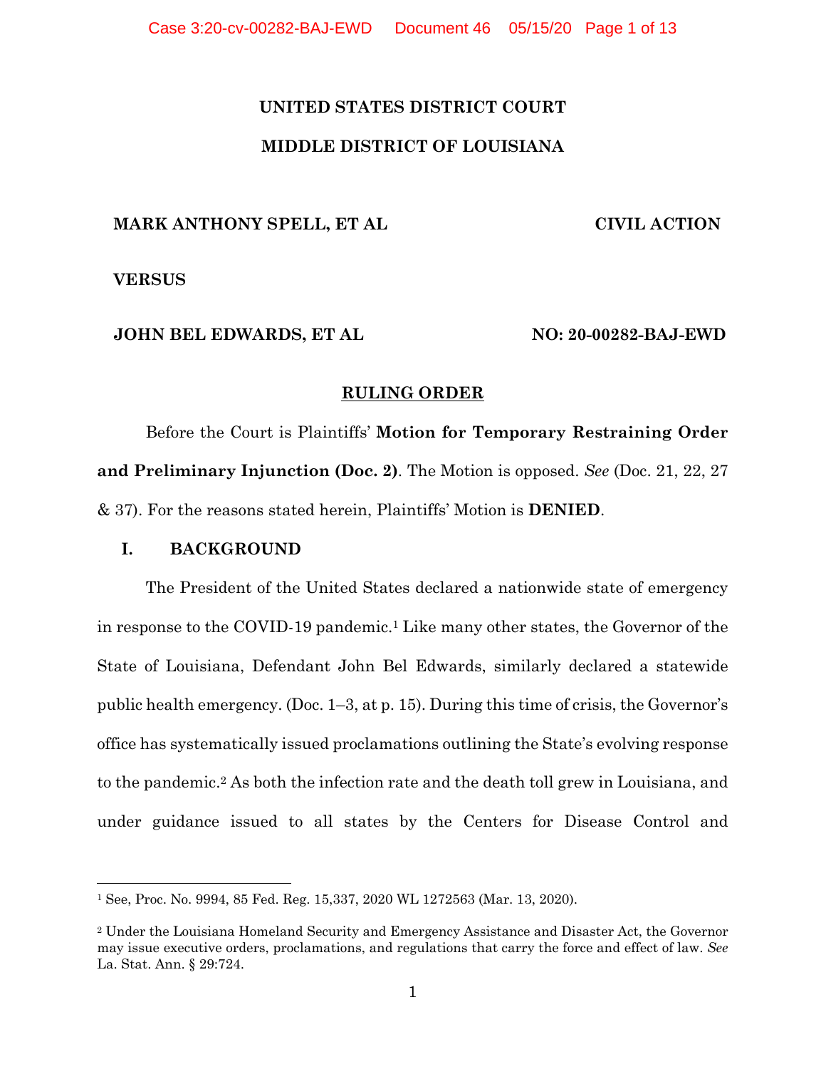UNITED STATES DISTRICT COURT

MIDDLE DISTRICT OF LOUISIANA

**MARK ANTHONY SPELL, ET AL** **CIVIL ACTION**

**VERSUS**

**JOHN BEL EDWARDS, ET AL** **NO: 20-00282-BAJ-EWD**

**RULING ORDER**

Before the Court is Plaintiffs' **Motion for Temporary Restraining Order and Preliminary Injunction (Doc. 2)**. The Motion is opposed. *See* (Doc. 21, 22, 27 & 37). For the reasons stated herein, Plaintiffs' Motion is **DENIED**.

## I. BACKGROUND

The President of the United States declared a nationwide state of emergency in response to the COVID-19 pandemic.[1] Like many other states, the Governor of the State of Louisiana, Defendant John Bel Edwards, similarly declared a statewide public health emergency. (Doc. 1–3, at p. 15). During this time of crisis, the Governor's office has systematically issued proclamations outlining the State's evolving response to the pandemic.[2] As both the infection rate and the death toll grew in Louisiana, and under guidance issued to all states by the Centers for Disease Control and

[1] See, Proc. No. 9994, 85 Fed. Reg. 15,337, 2020 WL 1272563 (Mar. 13, 2020).

[2] Under the Louisiana Homeland Security and Emergency Assistance and Disaster Act, the Governor may issue executive orders, proclamations, and regulations that carry the force and effect of law. *See* La. Stat. Ann. § 29:724.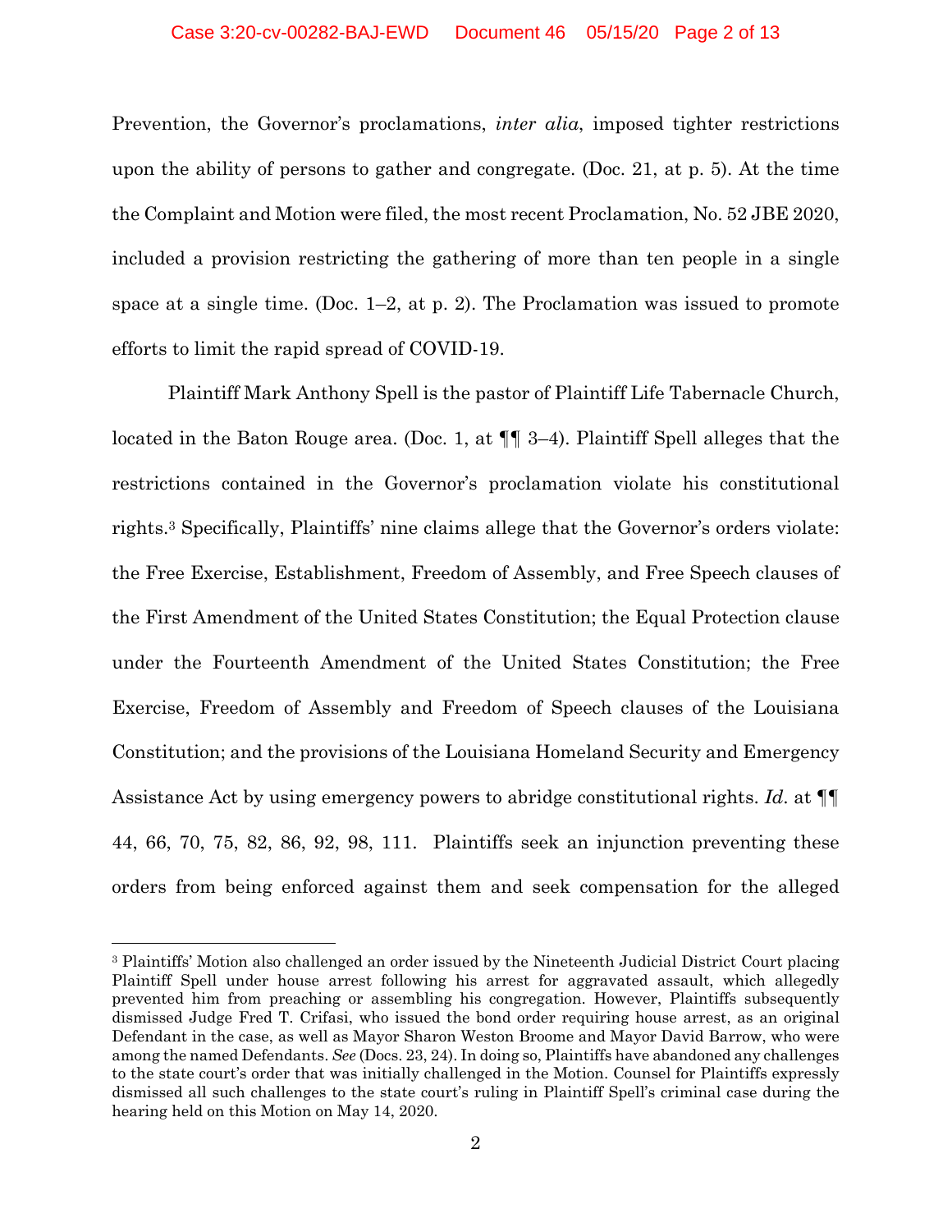Prevention, the Governor's proclamations, *inter alia*, imposed tighter restrictions upon the ability of persons to gather and congregate. (Doc. 21, at p. 5). At the time the Complaint and Motion were filed, the most recent Proclamation, No. 52 JBE 2020, included a provision restricting the gathering of more than ten people in a single space at a single time. (Doc. 1–2, at p. 2). The Proclamation was issued to promote efforts to limit the rapid spread of COVID-19.

Plaintiff Mark Anthony Spell is the pastor of Plaintiff Life Tabernacle Church, located in the Baton Rouge area. (Doc. 1, at ¶¶ 3–4). Plaintiff Spell alleges that the restrictions contained in the Governor's proclamation violate his constitutional rights.[3] Specifically, Plaintiffs' nine claims allege that the Governor's orders violate: the Free Exercise, Establishment, Freedom of Assembly, and Free Speech clauses of the First Amendment of the United States Constitution; the Equal Protection clause under the Fourteenth Amendment of the United States Constitution; the Free Exercise, Freedom of Assembly and Freedom of Speech clauses of the Louisiana Constitution; and the provisions of the Louisiana Homeland Security and Emergency Assistance Act by using emergency powers to abridge constitutional rights. *Id.* at ¶¶ 44, 66, 70, 75, 82, 86, 92, 98, 111. Plaintiffs seek an injunction preventing these orders from being enforced against them and seek compensation for the alleged

[3] Plaintiffs' Motion also challenged an order issued by the Nineteenth Judicial District Court placing Plaintiff Spell under house arrest following his arrest for aggravated assault, which allegedly prevented him from preaching or assembling his congregation. However, Plaintiffs subsequently dismissed Judge Fred T. Crifasi, who issued the bond order requiring house arrest, as an original Defendant in the case, as well as Mayor Sharon Weston Broome and Mayor David Barrow, who were among the named Defendants. *See* (Docs. 23, 24). In doing so, Plaintiffs have abandoned any challenges to the state court's order that was initially challenged in the Motion. Counsel for Plaintiffs expressly dismissed all such challenges to the state court's ruling in Plaintiff Spell's criminal case during the hearing held on this Motion on May 14, 2020.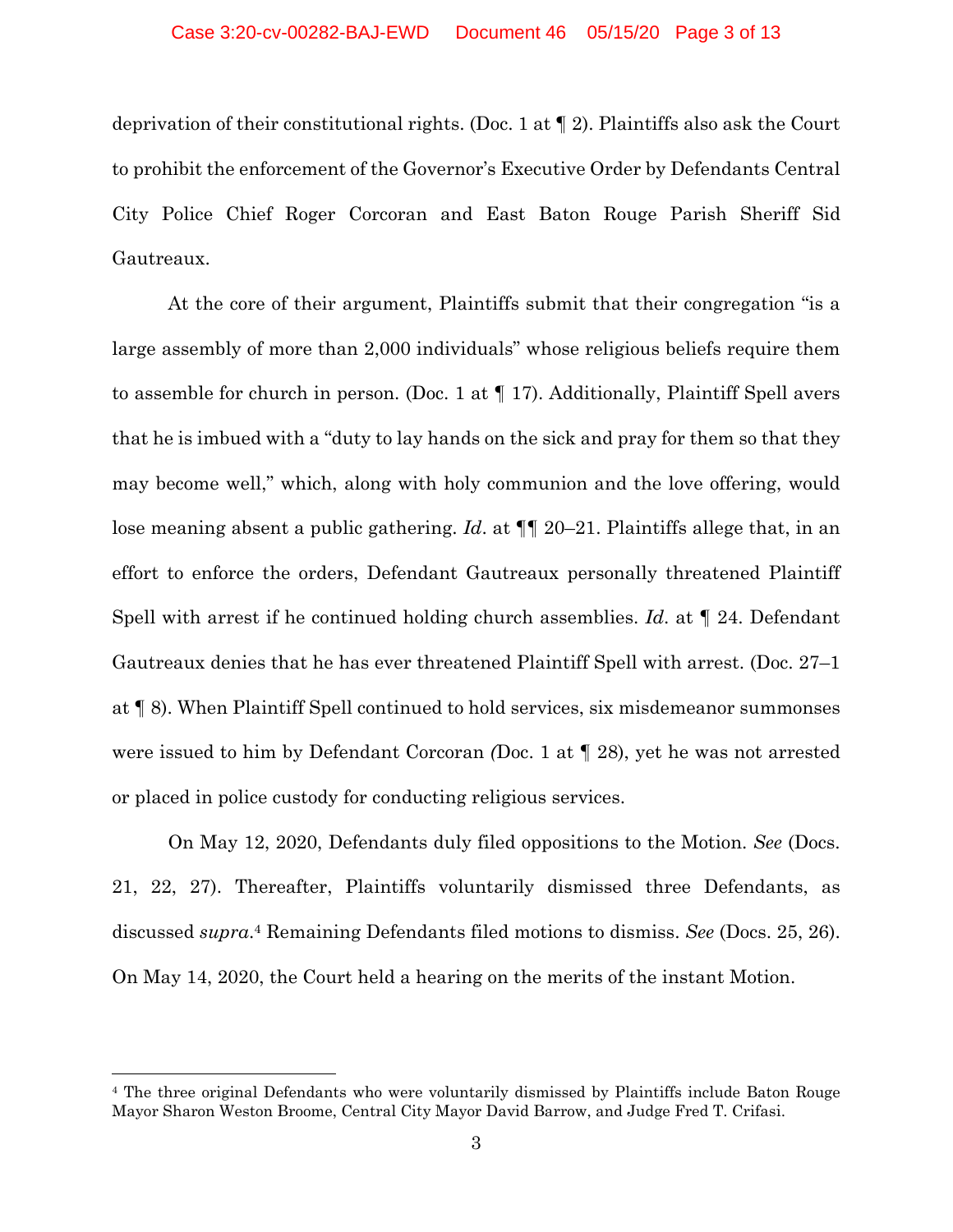deprivation of their constitutional rights. (Doc. 1 at ¶ 2). Plaintiffs also ask the Court to prohibit the enforcement of the Governor's Executive Order by Defendants Central City Police Chief Roger Corcoran and East Baton Rouge Parish Sheriff Sid Gautreaux.

At the core of their argument, Plaintiffs submit that their congregation "is a large assembly of more than 2,000 individuals" whose religious beliefs require them to assemble for church in person. (Doc. 1 at ¶ 17). Additionally, Plaintiff Spell avers that he is imbued with a "duty to lay hands on the sick and pray for them so that they may become well," which, along with holy communion and the love offering, would lose meaning absent a public gathering. *Id*. at ¶¶ 20–21. Plaintiffs allege that, in an effort to enforce the orders, Defendant Gautreaux personally threatened Plaintiff Spell with arrest if he continued holding church assemblies. *Id*. at ¶ 24. Defendant Gautreaux denies that he has ever threatened Plaintiff Spell with arrest. (Doc. 27–1 at ¶ 8). When Plaintiff Spell continued to hold services, six misdemeanor summonses were issued to him by Defendant Corcoran (Doc. 1 at ¶ 28), yet he was not arrested or placed in police custody for conducting religious services.

On May 12, 2020, Defendants duly filed oppositions to the Motion. *See* (Docs. 21, 22, 27). Thereafter, Plaintiffs voluntarily dismissed three Defendants, as discussed *supra*.[4] Remaining Defendants filed motions to dismiss. *See* (Docs. 25, 26). On May 14, 2020, the Court held a hearing on the merits of the instant Motion.

---

[4] The three original Defendants who were voluntarily dismissed by Plaintiffs include Baton Rouge Mayor Sharon Weston Broome, Central City Mayor David Barrow, and Judge Fred T. Crifasi.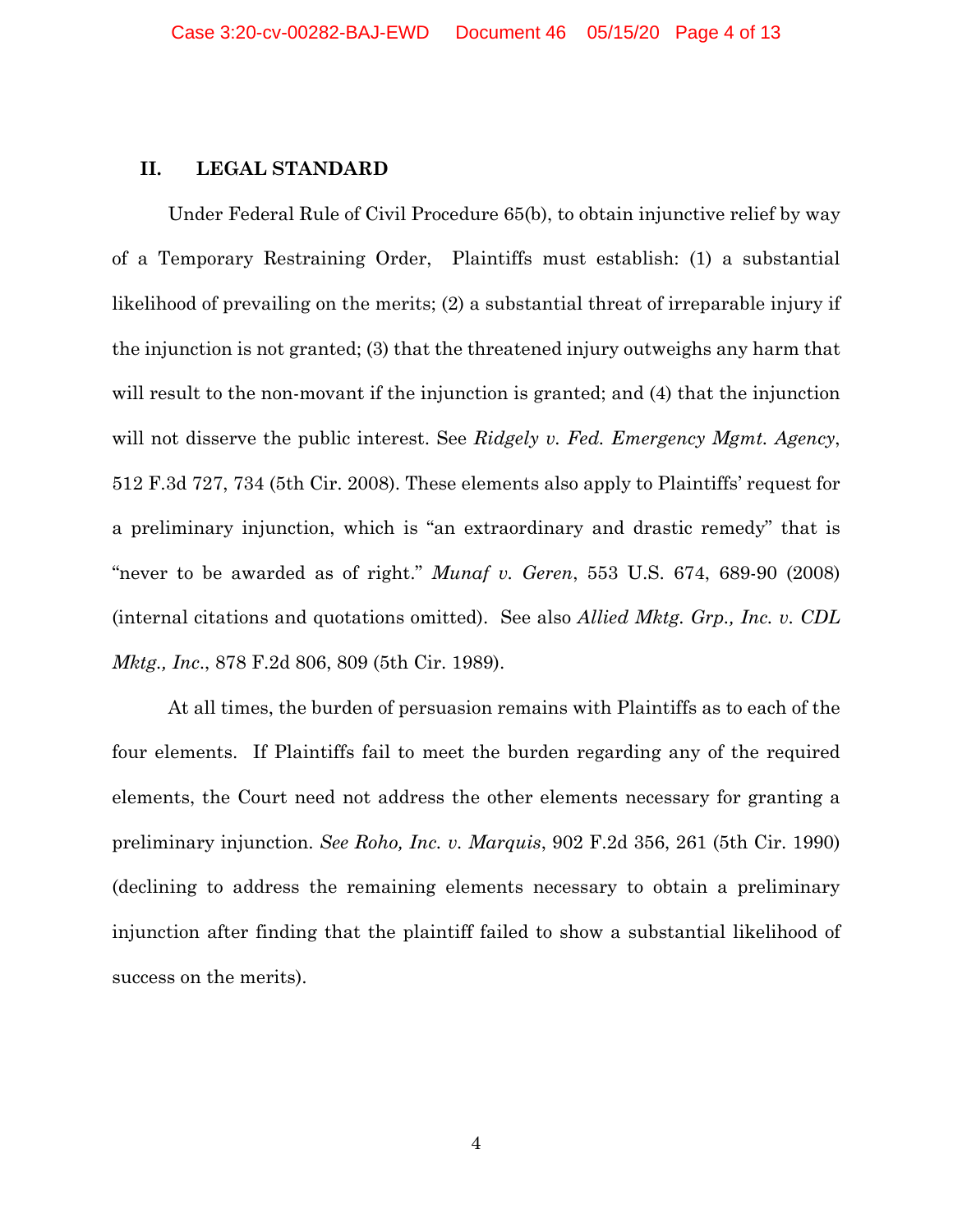## II. LEGAL STANDARD

Under Federal Rule of Civil Procedure 65(b), to obtain injunctive relief by way of a Temporary Restraining Order, Plaintiffs must establish: (1) a substantial likelihood of prevailing on the merits; (2) a substantial threat of irreparable injury if the injunction is not granted; (3) that the threatened injury outweighs any harm that will result to the non-movant if the injunction is granted; and (4) that the injunction will not disserve the public interest. See *Ridgely v. Fed. Emergency Mgmt. Agency*, 512 F.3d 727, 734 (5th Cir. 2008). These elements also apply to Plaintiffs' request for a preliminary injunction, which is "an extraordinary and drastic remedy" that is "never to be awarded as of right." *Munaf v. Geren*, 553 U.S. 674, 689-90 (2008) (internal citations and quotations omitted). See also *Allied Mktg. Grp., Inc. v. CDL Mktg., Inc.*, 878 F.2d 806, 809 (5th Cir. 1989).

At all times, the burden of persuasion remains with Plaintiffs as to each of the four elements. If Plaintiffs fail to meet the burden regarding any of the required elements, the Court need not address the other elements necessary for granting a preliminary injunction. *See Roho, Inc. v. Marquis*, 902 F.2d 356, 261 (5th Cir. 1990) (declining to address the remaining elements necessary to obtain a preliminary injunction after finding that the plaintiff failed to show a substantial likelihood of success on the merits).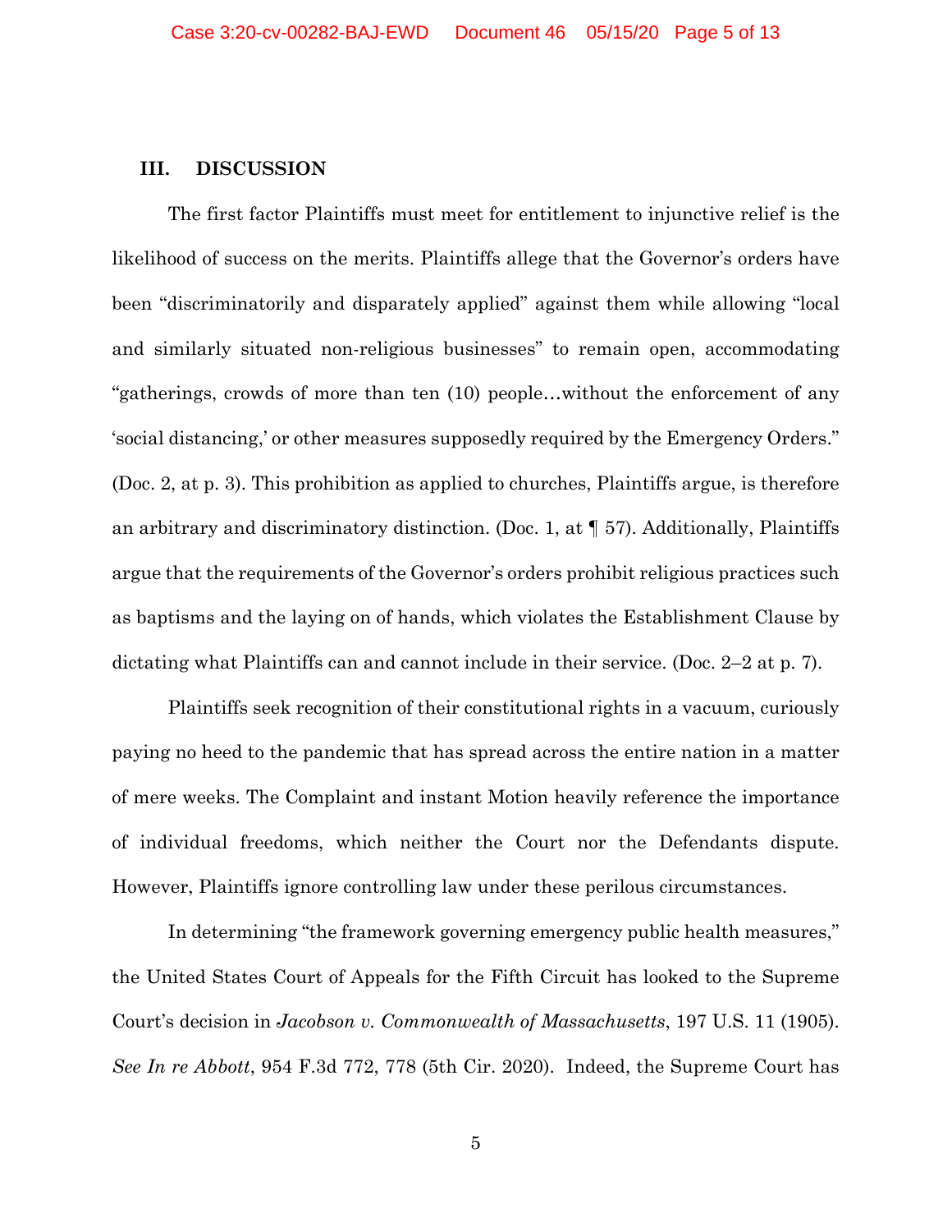## III. DISCUSSION

The first factor Plaintiffs must meet for entitlement to injunctive relief is the likelihood of success on the merits. Plaintiffs allege that the Governor's orders have been "discriminatorily and disparately applied" against them while allowing "local and similarly situated non-religious businesses" to remain open, accommodating "gatherings, crowds of more than ten (10) people…without the enforcement of any 'social distancing,' or other measures supposedly required by the Emergency Orders." (Doc. 2, at p. 3). This prohibition as applied to churches, Plaintiffs argue, is therefore an arbitrary and discriminatory distinction. (Doc. 1, at ¶ 57). Additionally, Plaintiffs argue that the requirements of the Governor's orders prohibit religious practices such as baptisms and the laying on of hands, which violates the Establishment Clause by dictating what Plaintiffs can and cannot include in their service. (Doc. 2–2 at p. 7).

Plaintiffs seek recognition of their constitutional rights in a vacuum, curiously paying no heed to the pandemic that has spread across the entire nation in a matter of mere weeks. The Complaint and instant Motion heavily reference the importance of individual freedoms, which neither the Court nor the Defendants dispute. However, Plaintiffs ignore controlling law under these perilous circumstances.

In determining "the framework governing emergency public health measures," the United States Court of Appeals for the Fifth Circuit has looked to the Supreme Court's decision in *Jacobson v. Commonwealth of Massachusetts*, 197 U.S. 11 (1905). *See In re Abbott*, 954 F.3d 772, 778 (5th Cir. 2020). Indeed, the Supreme Court has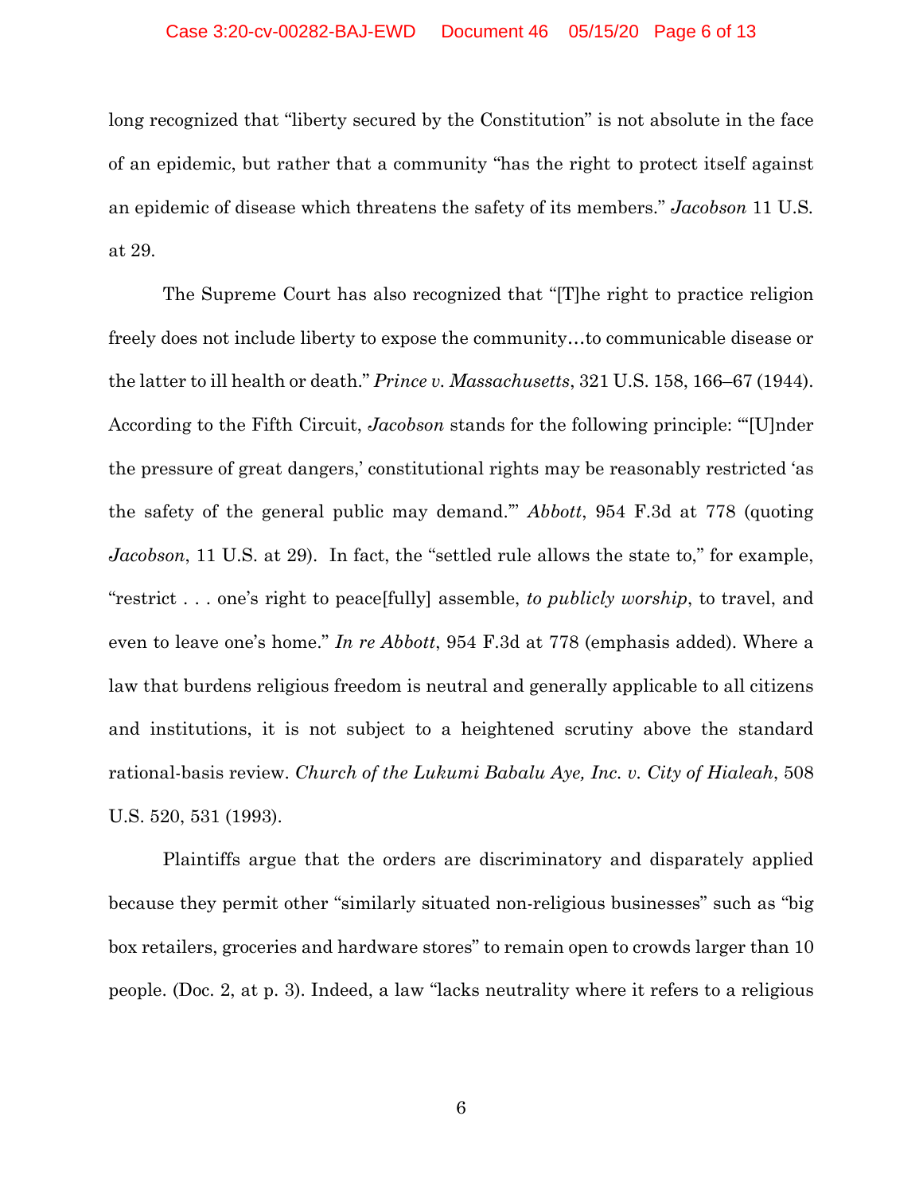long recognized that "liberty secured by the Constitution" is not absolute in the face of an epidemic, but rather that a community "has the right to protect itself against an epidemic of disease which threatens the safety of its members." *Jacobson* 11 U.S. at 29.

The Supreme Court has also recognized that "[T]he right to practice religion freely does not include liberty to expose the community…to communicable disease or the latter to ill health or death." *Prince v. Massachusetts*, 321 U.S. 158, 166–67 (1944). According to the Fifth Circuit, *Jacobson* stands for the following principle: "'[U]nder the pressure of great dangers,' constitutional rights may be reasonably restricted 'as the safety of the general public may demand.'" *Abbott*, 954 F.3d at 778 (quoting *Jacobson*, 11 U.S. at 29). In fact, the "settled rule allows the state to," for example, "restrict . . . one's right to peace[fully] assemble, *to publicly worship*, to travel, and even to leave one's home." *In re Abbott*, 954 F.3d at 778 (emphasis added). Where a law that burdens religious freedom is neutral and generally applicable to all citizens and institutions, it is not subject to a heightened scrutiny above the standard rational-basis review. *Church of the Lukumi Babalu Aye, Inc. v. City of Hialeah*, 508 U.S. 520, 531 (1993).

Plaintiffs argue that the orders are discriminatory and disparately applied because they permit other "similarly situated non-religious businesses" such as "big box retailers, groceries and hardware stores" to remain open to crowds larger than 10 people. (Doc. 2, at p. 3). Indeed, a law "lacks neutrality where it refers to a religious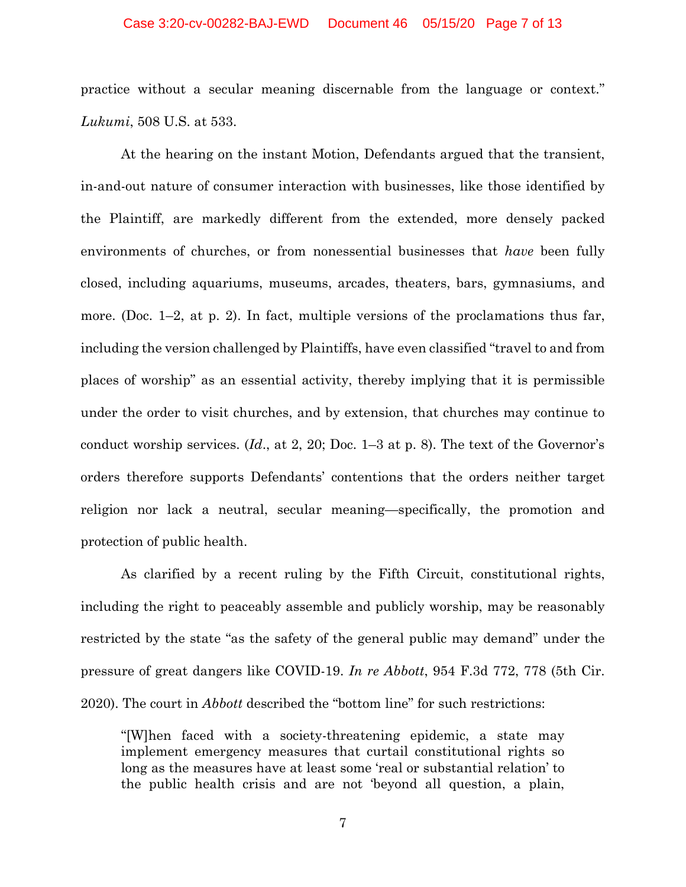practice without a secular meaning discernable from the language or context." *Lukumi*, 508 U.S. at 533.

At the hearing on the instant Motion, Defendants argued that the transient, in-and-out nature of consumer interaction with businesses, like those identified by the Plaintiff, are markedly different from the extended, more densely packed environments of churches, or from nonessential businesses that *have* been fully closed, including aquariums, museums, arcades, theaters, bars, gymnasiums, and more. (Doc. 1–2, at p. 2). In fact, multiple versions of the proclamations thus far, including the version challenged by Plaintiffs, have even classified "travel to and from places of worship" as an essential activity, thereby implying that it is permissible under the order to visit churches, and by extension, that churches may continue to conduct worship services. (*Id*., at 2, 20; Doc. 1–3 at p. 8). The text of the Governor's orders therefore supports Defendants' contentions that the orders neither target religion nor lack a neutral, secular meaning—specifically, the promotion and protection of public health.

As clarified by a recent ruling by the Fifth Circuit, constitutional rights, including the right to peaceably assemble and publicly worship, may be reasonably restricted by the state "as the safety of the general public may demand" under the pressure of great dangers like COVID-19. *In re Abbott*, 954 F.3d 772, 778 (5th Cir. 2020). The court in *Abbott* described the "bottom line" for such restrictions:

> "[W]hen faced with a society-threatening epidemic, a state may implement emergency measures that curtail constitutional rights so long as the measures have at least some 'real or substantial relation' to the public health crisis and are not 'beyond all question, a plain,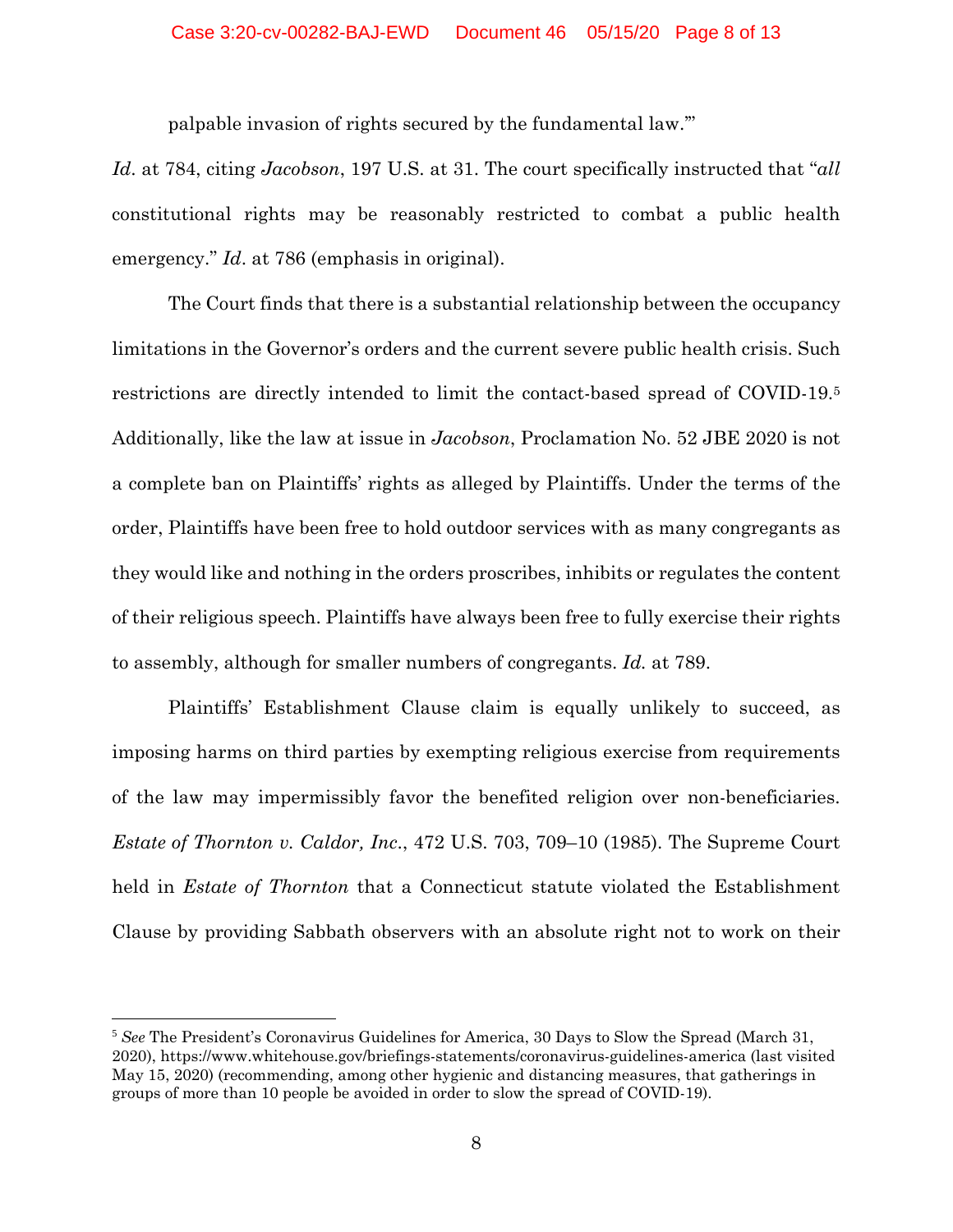palpable invasion of rights secured by the fundamental law.'"

*Id*. at 784, citing *Jacobson*, 197 U.S. at 31. The court specifically instructed that "*all* constitutional rights may be reasonably restricted to combat a public health emergency." *Id*. at 786 (emphasis in original).

The Court finds that there is a substantial relationship between the occupancy limitations in the Governor's orders and the current severe public health crisis. Such restrictions are directly intended to limit the contact-based spread of COVID-19.[5] Additionally, like the law at issue in *Jacobson*, Proclamation No. 52 JBE 2020 is not a complete ban on Plaintiffs' rights as alleged by Plaintiffs. Under the terms of the order, Plaintiffs have been free to hold outdoor services with as many congregants as they would like and nothing in the orders proscribes, inhibits or regulates the content of their religious speech. Plaintiffs have always been free to fully exercise their rights to assembly, although for smaller numbers of congregants. *Id.* at 789.

Plaintiffs' Establishment Clause claim is equally unlikely to succeed, as imposing harms on third parties by exempting religious exercise from requirements of the law may impermissibly favor the benefited religion over non-beneficiaries. *Estate of Thornton v. Caldor, Inc*., 472 U.S. 703, 709–10 (1985). The Supreme Court held in *Estate of Thornton* that a Connecticut statute violated the Establishment Clause by providing Sabbath observers with an absolute right not to work on their

---

[5] *See* The President's Coronavirus Guidelines for America, 30 Days to Slow the Spread (March 31, 2020), https://www.whitehouse.gov/briefings-statements/coronavirus-guidelines-america (last visited May 15, 2020) (recommending, among other hygienic and distancing measures, that gatherings in groups of more than 10 people be avoided in order to slow the spread of COVID-19).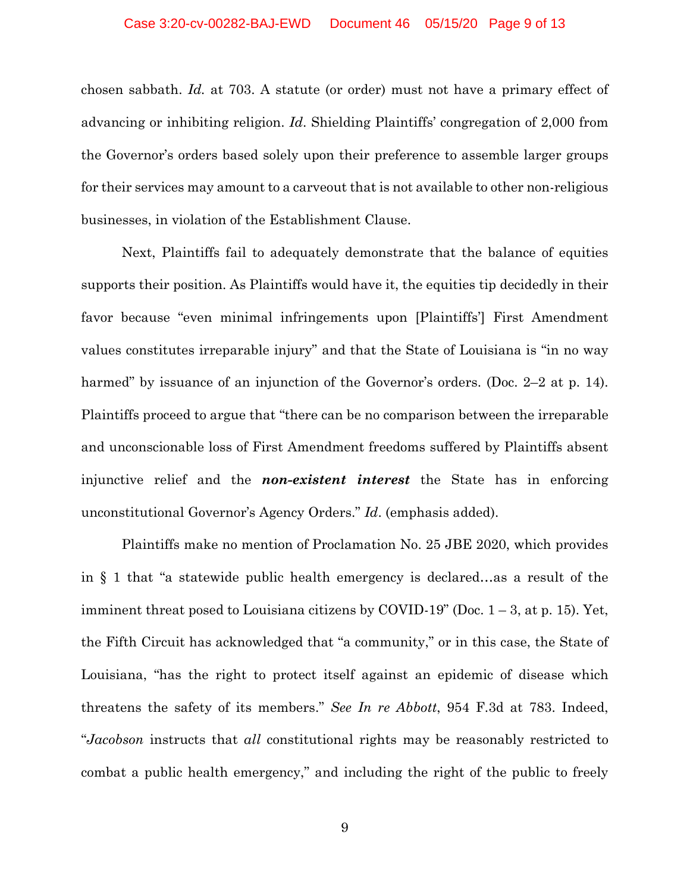chosen sabbath. *Id.* at 703. A statute (or order) must not have a primary effect of advancing or inhibiting religion. *Id*. Shielding Plaintiffs' congregation of 2,000 from the Governor's orders based solely upon their preference to assemble larger groups for their services may amount to a carveout that is not available to other non-religious businesses, in violation of the Establishment Clause.

Next, Plaintiffs fail to adequately demonstrate that the balance of equities supports their position. As Plaintiffs would have it, the equities tip decidedly in their favor because "even minimal infringements upon [Plaintiffs'] First Amendment values constitutes irreparable injury" and that the State of Louisiana is "in no way harmed" by issuance of an injunction of the Governor's orders. (Doc. 2–2 at p. 14). Plaintiffs proceed to argue that "there can be no comparison between the irreparable and unconscionable loss of First Amendment freedoms suffered by Plaintiffs absent injunctive relief and the ***non-existent interest*** the State has in enforcing unconstitutional Governor's Agency Orders." *Id*. (emphasis added).

Plaintiffs make no mention of Proclamation No. 25 JBE 2020, which provides in § 1 that "a statewide public health emergency is declared…as a result of the imminent threat posed to Louisiana citizens by COVID-19" (Doc. 1 – 3, at p. 15). Yet, the Fifth Circuit has acknowledged that "a community," or in this case, the State of Louisiana, "has the right to protect itself against an epidemic of disease which threatens the safety of its members." *See In re Abbott*, 954 F.3d at 783. Indeed, "*Jacobson* instructs that *all* constitutional rights may be reasonably restricted to combat a public health emergency," and including the right of the public to freely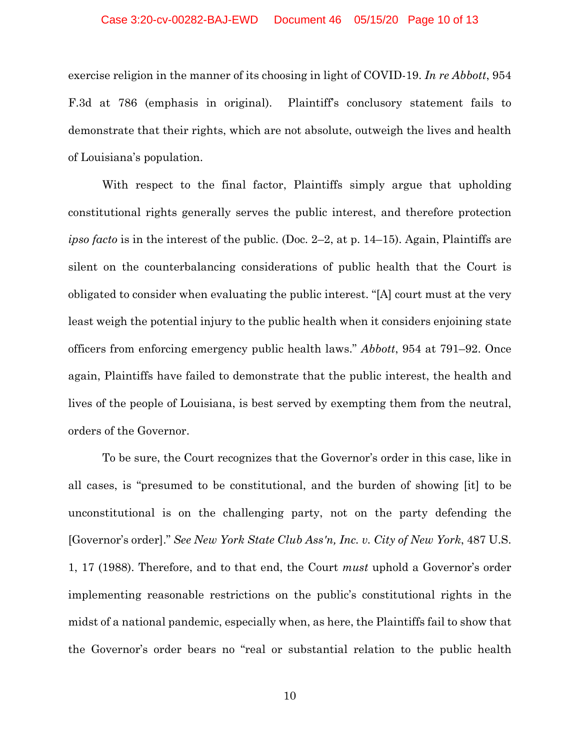exercise religion in the manner of its choosing in light of COVID-19. *In re Abbott*, 954 F.3d at 786 (emphasis in original). Plaintiff's conclusory statement fails to demonstrate that their rights, which are not absolute, outweigh the lives and health of Louisiana's population.

With respect to the final factor, Plaintiffs simply argue that upholding constitutional rights generally serves the public interest, and therefore protection *ipso facto* is in the interest of the public. (Doc. 2–2, at p. 14–15). Again, Plaintiffs are silent on the counterbalancing considerations of public health that the Court is obligated to consider when evaluating the public interest. "[A] court must at the very least weigh the potential injury to the public health when it considers enjoining state officers from enforcing emergency public health laws." *Abbott*, 954 at 791–92. Once again, Plaintiffs have failed to demonstrate that the public interest, the health and lives of the people of Louisiana, is best served by exempting them from the neutral, orders of the Governor.

To be sure, the Court recognizes that the Governor's order in this case, like in all cases, is "presumed to be constitutional, and the burden of showing [it] to be unconstitutional is on the challenging party, not on the party defending the [Governor's order]." *See New York State Club Ass'n, Inc. v. City of New York*, 487 U.S. 1, 17 (1988). Therefore, and to that end, the Court *must* uphold a Governor's order implementing reasonable restrictions on the public's constitutional rights in the midst of a national pandemic, especially when, as here, the Plaintiffs fail to show that the Governor's order bears no "real or substantial relation to the public health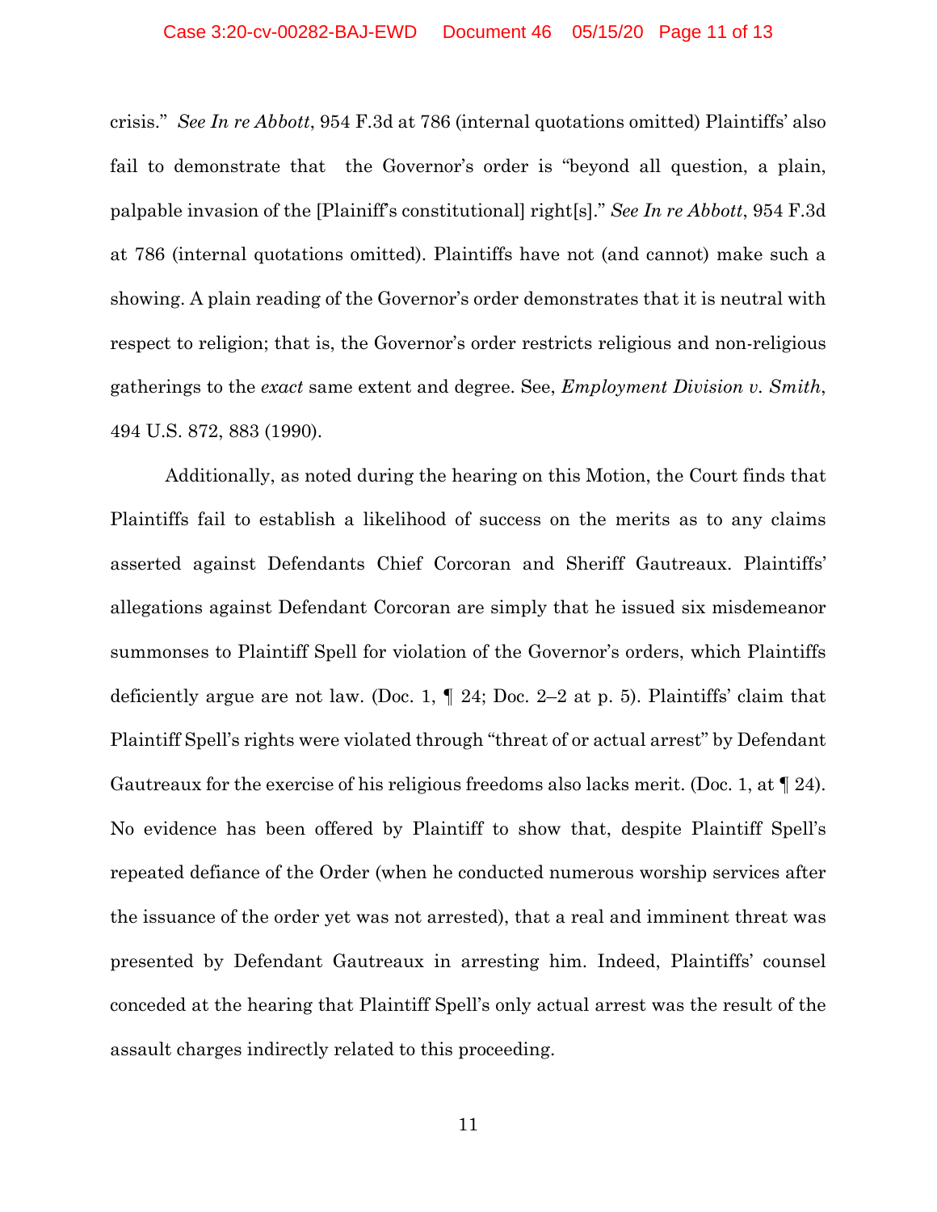crisis." *See In re Abbott*, 954 F.3d at 786 (internal quotations omitted) Plaintiffs' also fail to demonstrate that the Governor's order is "beyond all question, a plain, palpable invasion of the [Plainiff's constitutional] right[s]." *See In re Abbott*, 954 F.3d at 786 (internal quotations omitted). Plaintiffs have not (and cannot) make such a showing. A plain reading of the Governor's order demonstrates that it is neutral with respect to religion; that is, the Governor's order restricts religious and non-religious gatherings to the *exact* same extent and degree. See, *Employment Division v. Smith*, 494 U.S. 872, 883 (1990).

Additionally, as noted during the hearing on this Motion, the Court finds that Plaintiffs fail to establish a likelihood of success on the merits as to any claims asserted against Defendants Chief Corcoran and Sheriff Gautreaux. Plaintiffs' allegations against Defendant Corcoran are simply that he issued six misdemeanor summonses to Plaintiff Spell for violation of the Governor's orders, which Plaintiffs deficiently argue are not law. (Doc. 1, ¶ 24; Doc. 2–2 at p. 5). Plaintiffs' claim that Plaintiff Spell's rights were violated through "threat of or actual arrest" by Defendant Gautreaux for the exercise of his religious freedoms also lacks merit. (Doc. 1, at ¶ 24). No evidence has been offered by Plaintiff to show that, despite Plaintiff Spell's repeated defiance of the Order (when he conducted numerous worship services after the issuance of the order yet was not arrested), that a real and imminent threat was presented by Defendant Gautreaux in arresting him. Indeed, Plaintiffs' counsel conceded at the hearing that Plaintiff Spell's only actual arrest was the result of the assault charges indirectly related to this proceeding.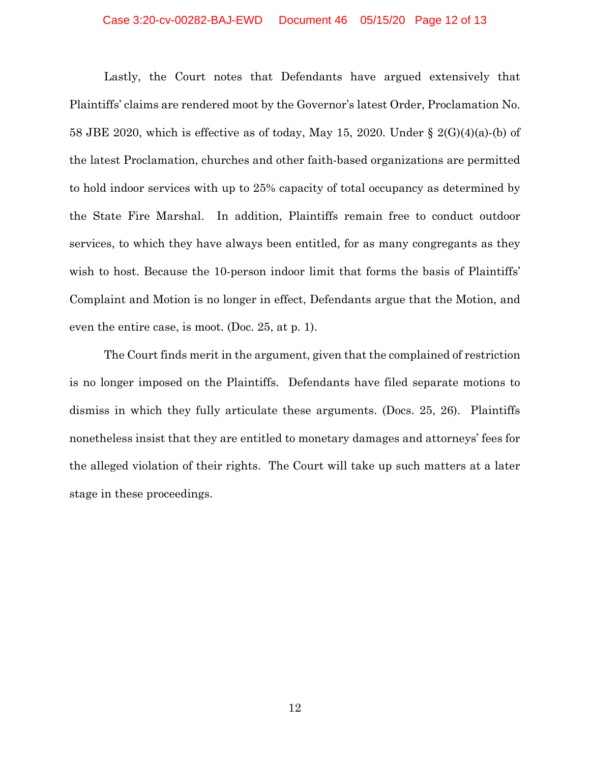Lastly, the Court notes that Defendants have argued extensively that Plaintiffs' claims are rendered moot by the Governor's latest Order, Proclamation No. 58 JBE 2020, which is effective as of today, May 15, 2020. Under § 2(G)(4)(a)-(b) of the latest Proclamation, churches and other faith-based organizations are permitted to hold indoor services with up to 25% capacity of total occupancy as determined by the State Fire Marshal. In addition, Plaintiffs remain free to conduct outdoor services, to which they have always been entitled, for as many congregants as they wish to host. Because the 10-person indoor limit that forms the basis of Plaintiffs' Complaint and Motion is no longer in effect, Defendants argue that the Motion, and even the entire case, is moot. (Doc. 25, at p. 1).

The Court finds merit in the argument, given that the complained of restriction is no longer imposed on the Plaintiffs. Defendants have filed separate motions to dismiss in which they fully articulate these arguments. (Docs. 25, 26). Plaintiffs nonetheless insist that they are entitled to monetary damages and attorneys' fees for the alleged violation of their rights. The Court will take up such matters at a later stage in these proceedings.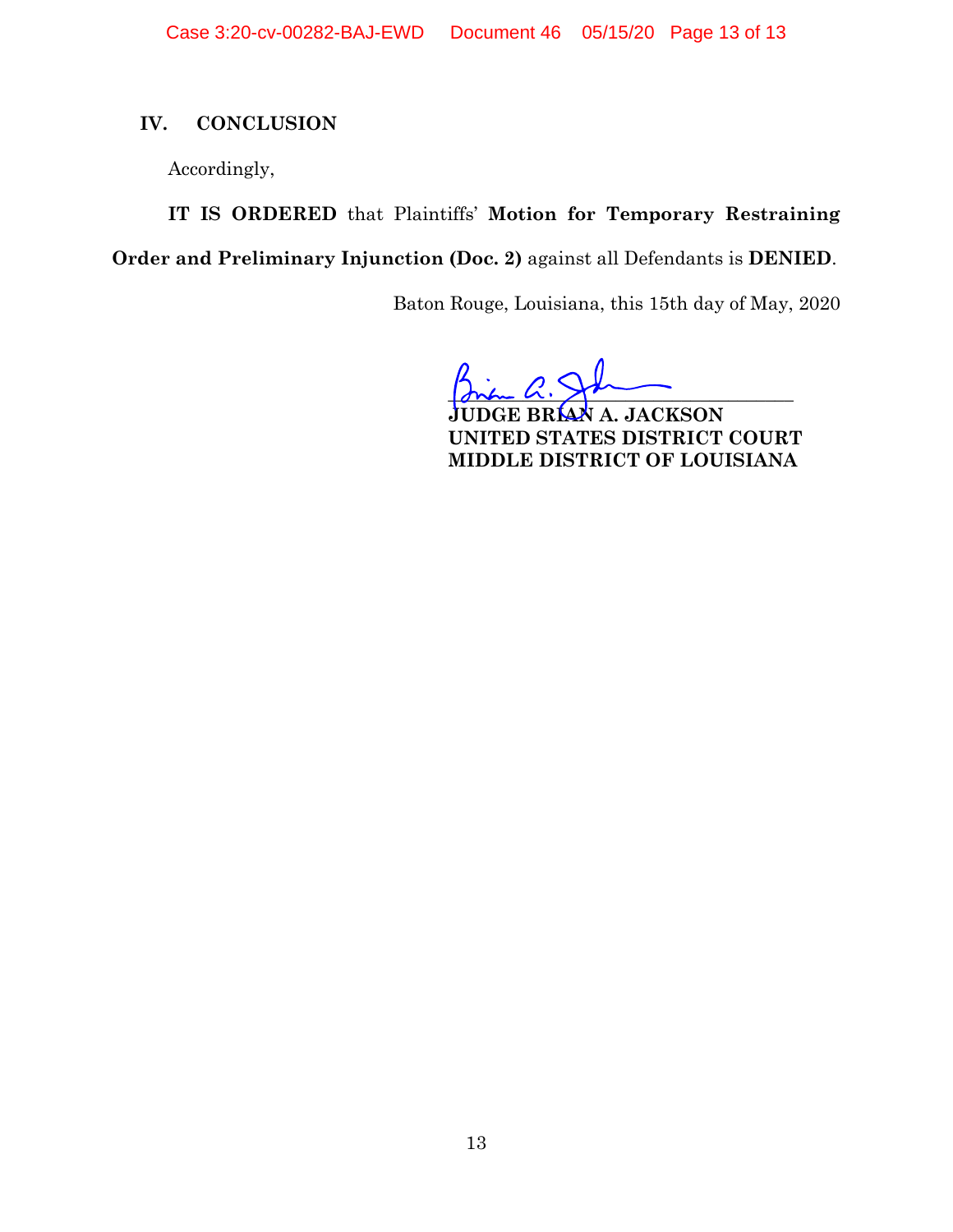## IV. CONCLUSION

Accordingly,

**IT IS ORDERED** that Plaintiffs' **Motion for Temporary Restraining Order and Preliminary Injunction (Doc. 2)** against all Defendants is **DENIED**.

Baton Rouge, Louisiana, this 15th day of May, 2020

**JUDGE BRIAN A. JACKSON**
**UNITED STATES DISTRICT COURT**
**MIDDLE DISTRICT OF LOUISIANA**